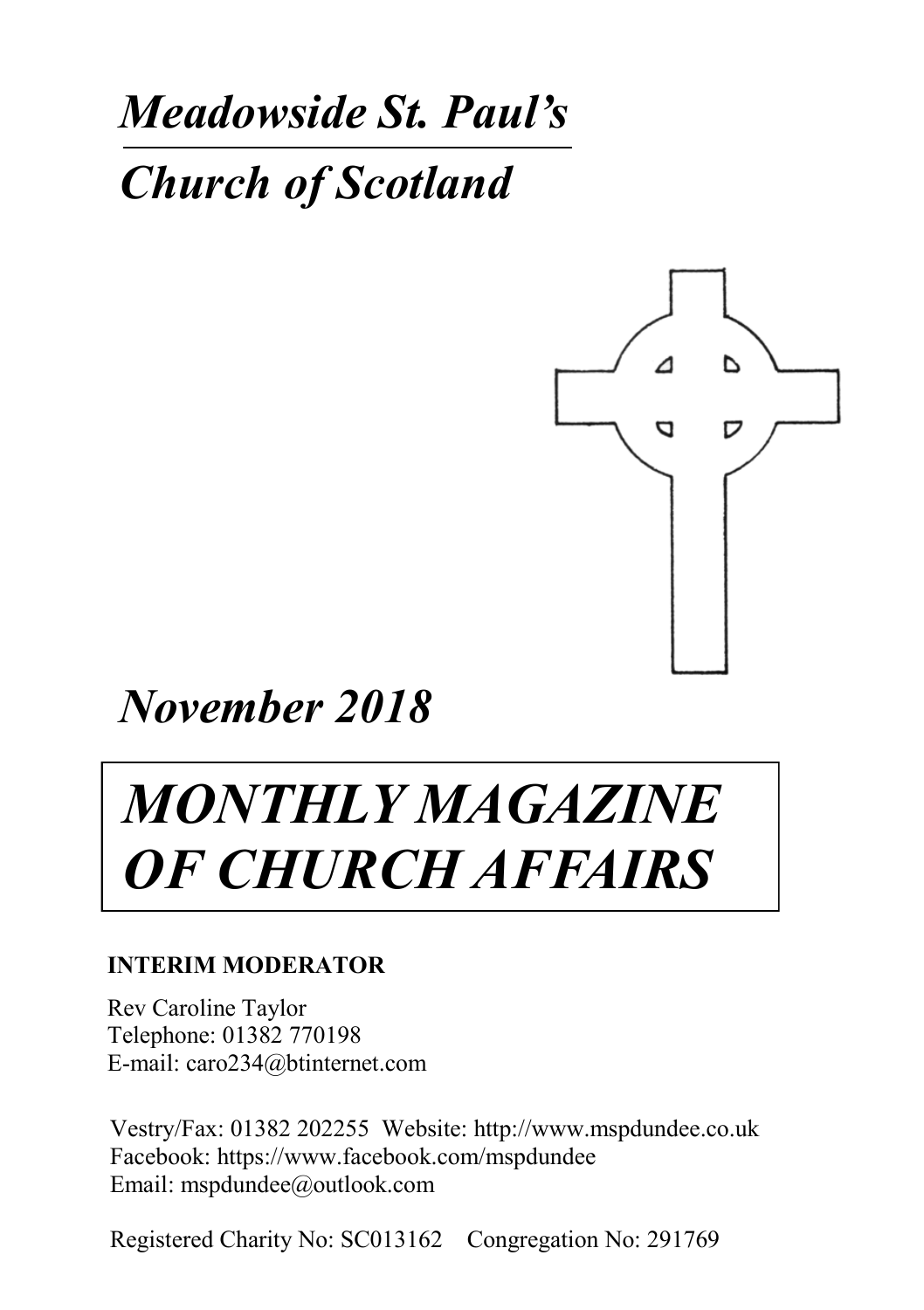# *Meadowside St. Paul's*

# *Church of Scotland*

## *November 2018*

# *MONTHLY MAGAZINE OF CHURCH AFFAIRS*

**INTERIM MODERATOR**

Rev Caroline Taylor
Telephone: 01382 770198
E-mail: caro234@btinternet.com

Vestry/Fax: 01382 202255 Website: http://www.mspdundee.co.uk
Facebook: https://www.facebook.com/mspdundee
Email: mspdundee@outlook.com

Registered Charity No: SC013162 Congregation No: 291769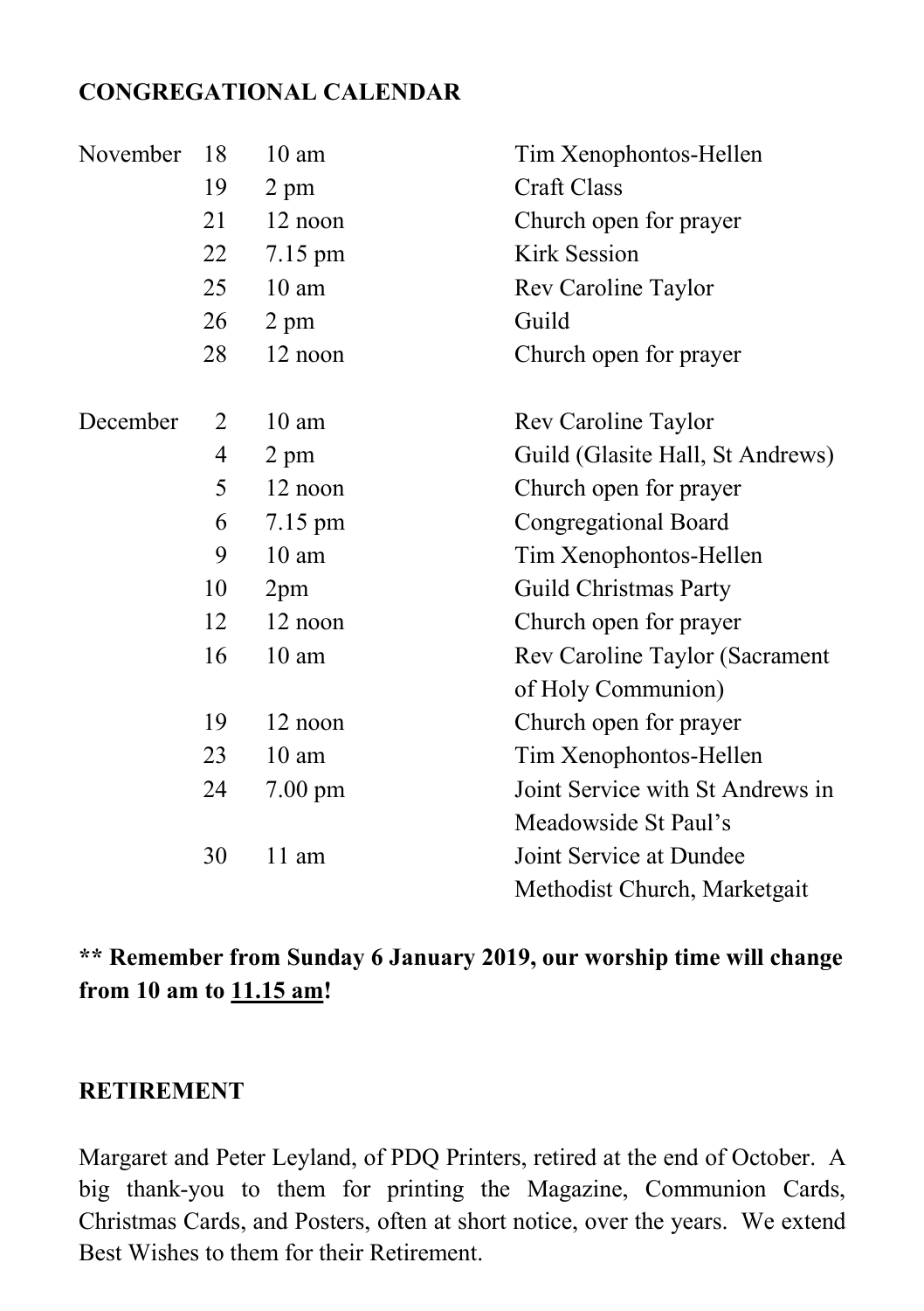## CONGREGATIONAL CALENDAR

| | | | |
|---|---|---|---|
| November | 18 | 10 am | Tim Xenophontos-Hellen |
| | 19 | 2 pm | Craft Class |
| | 21 | 12 noon | Church open for prayer |
| | 22 | 7.15 pm | Kirk Session |
| | 25 | 10 am | Rev Caroline Taylor |
| | 26 | 2 pm | Guild |
| | 28 | 12 noon | Church open for prayer |
| December | 2 | 10 am | Rev Caroline Taylor |
| | 4 | 2 pm | Guild (Glasite Hall, St Andrews) |
| | 5 | 12 noon | Church open for prayer |
| | 6 | 7.15 pm | Congregational Board |
| | 9 | 10 am | Tim Xenophontos-Hellen |
| | 10 | 2pm | Guild Christmas Party |
| | 12 | 12 noon | Church open for prayer |
| | 16 | 10 am | Rev Caroline Taylor (Sacrament of Holy Communion) |
| | 19 | 12 noon | Church open for prayer |
| | 23 | 10 am | Tim Xenophontos-Hellen |
| | 24 | 7.00 pm | Joint Service with St Andrews in Meadowside St Paul's |
| | 30 | 11 am | Joint Service at Dundee Methodist Church, Marketgait |

**** Remember from Sunday 6 January 2019, our worship time will change from 10 am to <u>11.15 am</u>!**

## RETIREMENT

Margaret and Peter Leyland, of PDQ Printers, retired at the end of October. A big thank-you to them for printing the Magazine, Communion Cards, Christmas Cards, and Posters, often at short notice, over the years. We extend Best Wishes to them for their Retirement.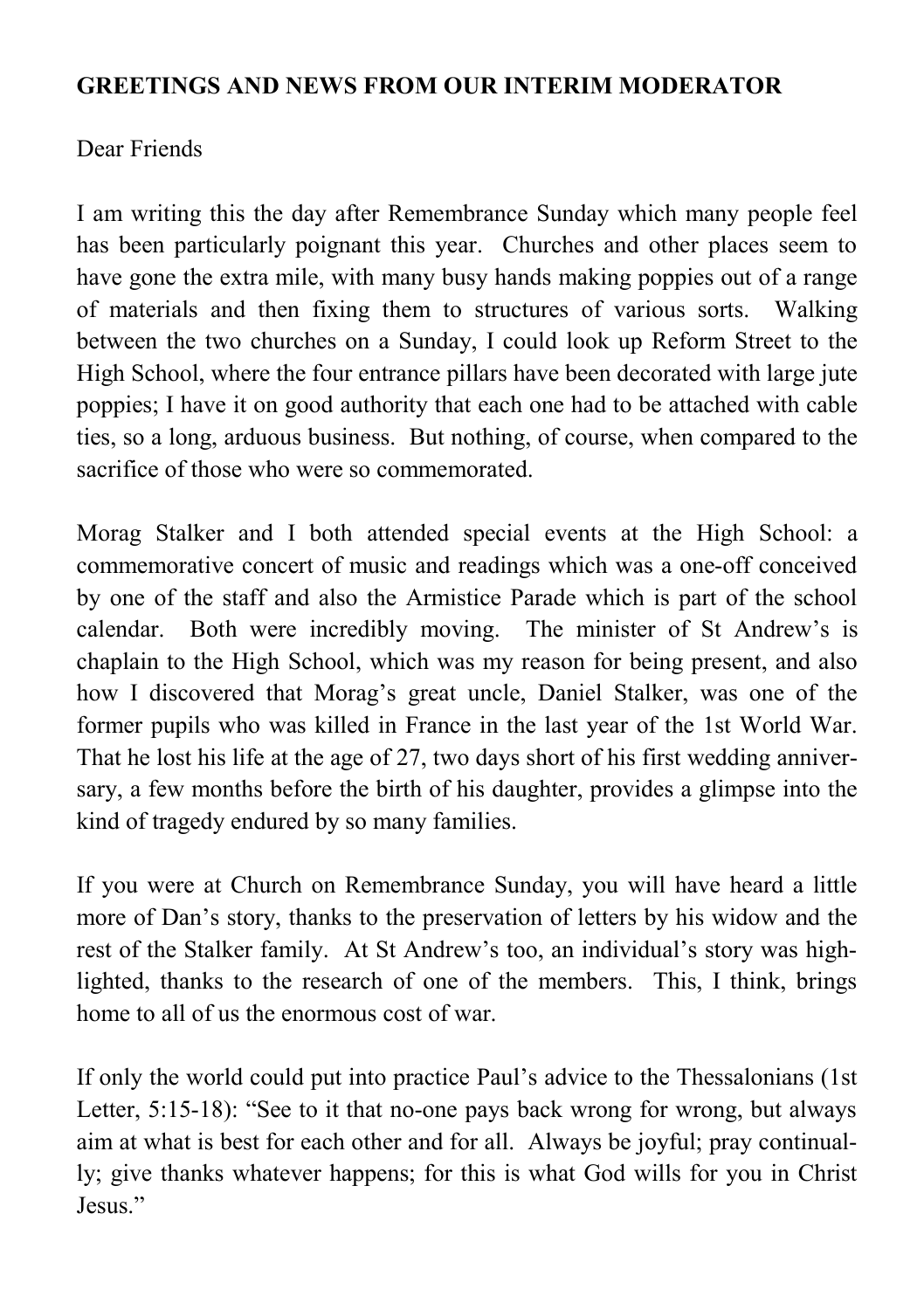**GREETINGS AND NEWS FROM OUR INTERIM MODERATOR**

Dear Friends

I am writing this the day after Remembrance Sunday which many people feel has been particularly poignant this year. Churches and other places seem to have gone the extra mile, with many busy hands making poppies out of a range of materials and then fixing them to structures of various sorts. Walking between the two churches on a Sunday, I could look up Reform Street to the High School, where the four entrance pillars have been decorated with large jute poppies; I have it on good authority that each one had to be attached with cable ties, so a long, arduous business. But nothing, of course, when compared to the sacrifice of those who were so commemorated.

Morag Stalker and I both attended special events at the High School: a commemorative concert of music and readings which was a one-off conceived by one of the staff and also the Armistice Parade which is part of the school calendar. Both were incredibly moving. The minister of St Andrew's is chaplain to the High School, which was my reason for being present, and also how I discovered that Morag's great uncle, Daniel Stalker, was one of the former pupils who was killed in France in the last year of the 1st World War. That he lost his life at the age of 27, two days short of his first wedding anniversary, a few months before the birth of his daughter, provides a glimpse into the kind of tragedy endured by so many families.

If you were at Church on Remembrance Sunday, you will have heard a little more of Dan's story, thanks to the preservation of letters by his widow and the rest of the Stalker family. At St Andrew's too, an individual's story was highlighted, thanks to the research of one of the members. This, I think, brings home to all of us the enormous cost of war.

If only the world could put into practice Paul's advice to the Thessalonians (1st Letter, 5:15-18): "See to it that no-one pays back wrong for wrong, but always aim at what is best for each other and for all. Always be joyful; pray continually; give thanks whatever happens; for this is what God wills for you in Christ Jesus."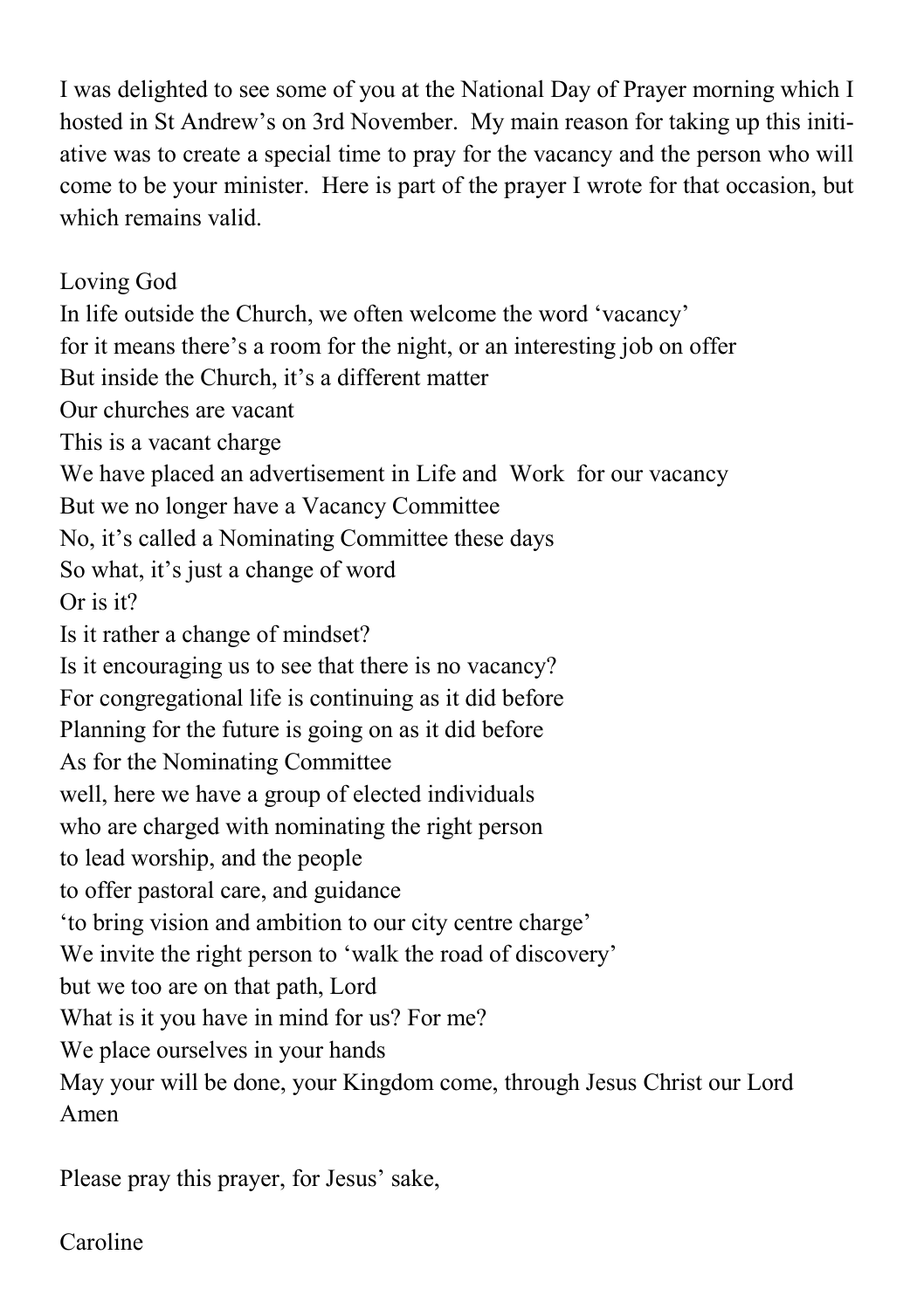I was delighted to see some of you at the National Day of Prayer morning which I hosted in St Andrew's on 3rd November. My main reason for taking up this initiative was to create a special time to pray for the vacancy and the person who will come to be your minister. Here is part of the prayer I wrote for that occasion, but which remains valid.

Loving God  
In life outside the Church, we often welcome the word 'vacancy'  
for it means there's a room for the night, or an interesting job on offer  
But inside the Church, it's a different matter  
Our churches are vacant  
This is a vacant charge  
We have placed an advertisement in Life and Work for our vacancy  
But we no longer have a Vacancy Committee  
No, it's called a Nominating Committee these days  
So what, it's just a change of word  
Or is it?  
Is it rather a change of mindset?  
Is it encouraging us to see that there is no vacancy?  
For congregational life is continuing as it did before  
Planning for the future is going on as it did before  
As for the Nominating Committee  
well, here we have a group of elected individuals  
who are charged with nominating the right person  
to lead worship, and the people  
to offer pastoral care, and guidance  
'to bring vision and ambition to our city centre charge'  
We invite the right person to 'walk the road of discovery'  
but we too are on that path, Lord  
What is it you have in mind for us? For me?  
We place ourselves in your hands  
May your will be done, your Kingdom come, through Jesus Christ our Lord  
Amen

Please pray this prayer, for Jesus' sake,

Caroline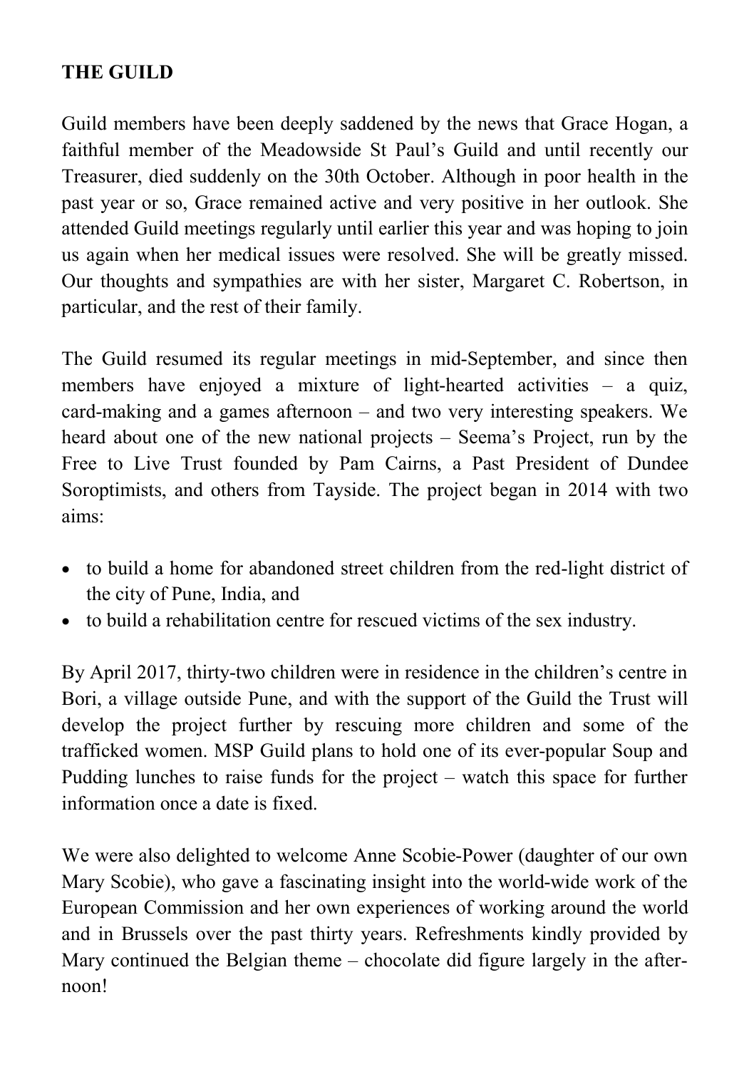## THE GUILD

Guild members have been deeply saddened by the news that Grace Hogan, a faithful member of the Meadowside St Paul's Guild and until recently our Treasurer, died suddenly on the 30th October. Although in poor health in the past year or so, Grace remained active and very positive in her outlook. She attended Guild meetings regularly until earlier this year and was hoping to join us again when her medical issues were resolved. She will be greatly missed. Our thoughts and sympathies are with her sister, Margaret C. Robertson, in particular, and the rest of their family.

The Guild resumed its regular meetings in mid-September, and since then members have enjoyed a mixture of light-hearted activities – a quiz, card-making and a games afternoon – and two very interesting speakers. We heard about one of the new national projects – Seema's Project, run by the Free to Live Trust founded by Pam Cairns, a Past President of Dundee Soroptimists, and others from Tayside. The project began in 2014 with two aims:

- to build a home for abandoned street children from the red-light district of the city of Pune, India, and
- to build a rehabilitation centre for rescued victims of the sex industry.

By April 2017, thirty-two children were in residence in the children's centre in Bori, a village outside Pune, and with the support of the Guild the Trust will develop the project further by rescuing more children and some of the trafficked women. MSP Guild plans to hold one of its ever-popular Soup and Pudding lunches to raise funds for the project – watch this space for further information once a date is fixed.

We were also delighted to welcome Anne Scobie-Power (daughter of our own Mary Scobie), who gave a fascinating insight into the world-wide work of the European Commission and her own experiences of working around the world and in Brussels over the past thirty years. Refreshments kindly provided by Mary continued the Belgian theme – chocolate did figure largely in the afternoon!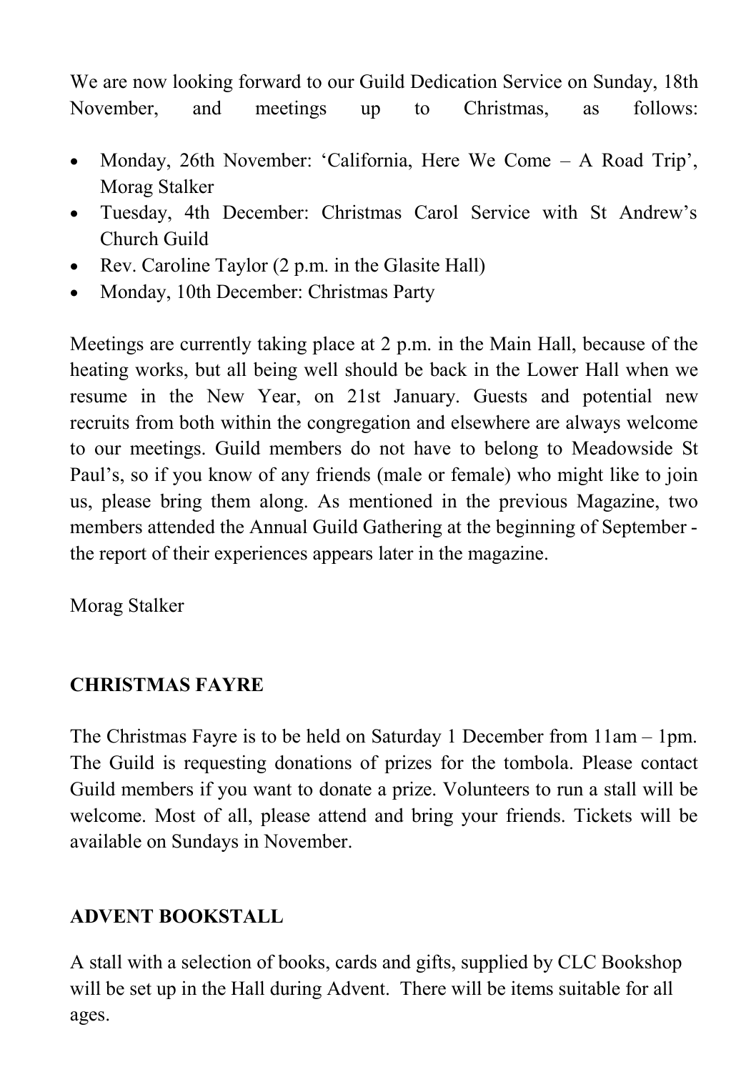We are now looking forward to our Guild Dedication Service on Sunday, 18th November, and meetings up to Christmas, as follows:

- Monday, 26th November: 'California, Here We Come – A Road Trip', Morag Stalker
- Tuesday, 4th December: Christmas Carol Service with St Andrew's Church Guild
- Rev. Caroline Taylor (2 p.m. in the Glasite Hall)
- Monday, 10th December: Christmas Party

Meetings are currently taking place at 2 p.m. in the Main Hall, because of the heating works, but all being well should be back in the Lower Hall when we resume in the New Year, on 21st January. Guests and potential new recruits from both within the congregation and elsewhere are always welcome to our meetings. Guild members do not have to belong to Meadowside St Paul's, so if you know of any friends (male or female) who might like to join us, please bring them along. As mentioned in the previous Magazine, two members attended the Annual Guild Gathering at the beginning of September - the report of their experiences appears later in the magazine.

Morag Stalker

**CHRISTMAS FAYRE**

The Christmas Fayre is to be held on Saturday 1 December from 11am – 1pm. The Guild is requesting donations of prizes for the tombola. Please contact Guild members if you want to donate a prize. Volunteers to run a stall will be welcome. Most of all, please attend and bring your friends. Tickets will be available on Sundays in November.

**ADVENT BOOKSTALL**

A stall with a selection of books, cards and gifts, supplied by CLC Bookshop will be set up in the Hall during Advent. There will be items suitable for all ages.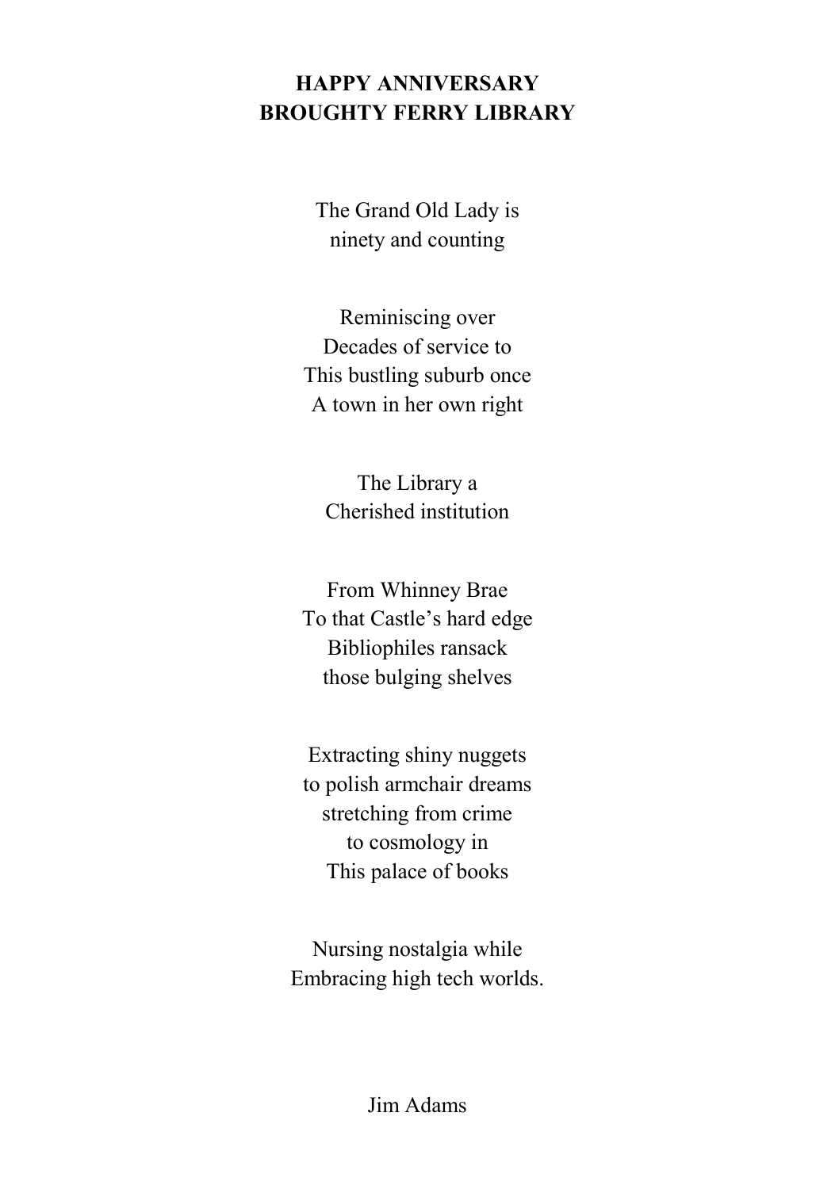# HAPPY ANNIVERSARY
# BROUGHTY FERRY LIBRARY

The Grand Old Lady is  
ninety and counting

Reminiscing over  
Decades of service to  
This bustling suburb once  
A town in her own right

The Library a  
Cherished institution

From Whinney Brae  
To that Castle's hard edge  
Bibliophiles ransack  
those bulging shelves

Extracting shiny nuggets  
to polish armchair dreams  
stretching from crime  
to cosmology in  
This palace of books

Nursing nostalgia while  
Embracing high tech worlds.

Jim Adams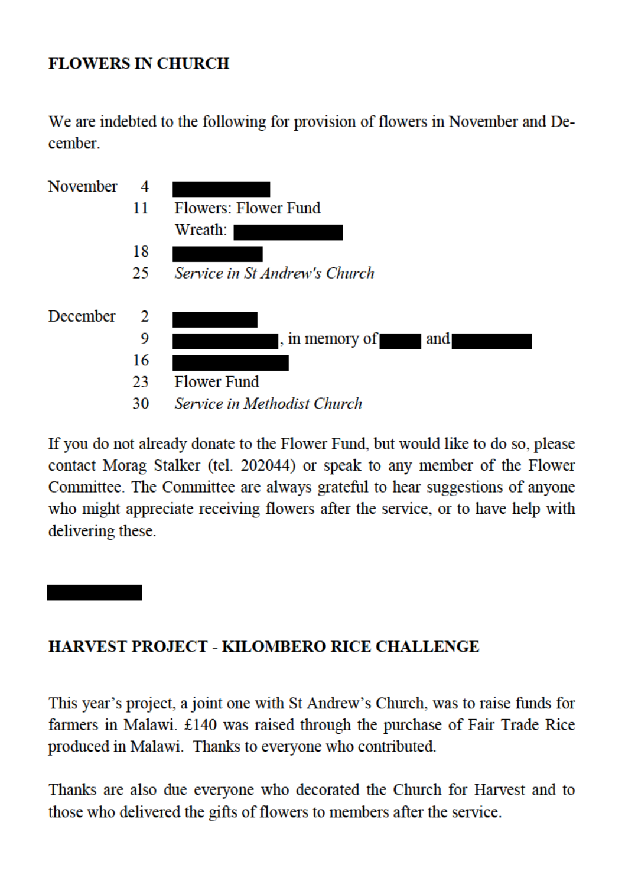## FLOWERS IN CHURCH

We are indebted to the following for provision of flowers in November and December.

| | | |
|---|---|---|
| November | 4 | ██████ |
| | 11 | Flowers: Flower Fund |
| | | Wreath: ██████ |
| | 18 | ██████ |
| | 25 | *Service in St Andrew's Church* |
| December | 2 | ██████ |
| | 9 | ██████, in memory of ████ and ██████ |
| | 16 | ██████ |
| | 23 | Flower Fund |
| | 30 | *Service in Methodist Church* |

If you do not already donate to the Flower Fund, but would like to do so, please contact Morag Stalker (tel. 202044) or speak to any member of the Flower Committee. The Committee are always grateful to hear suggestions of anyone who might appreciate receiving flowers after the service, or to have help with delivering these.

██████

## HARVEST PROJECT - KILOMBERO RICE CHALLENGE

This year's project, a joint one with St Andrew's Church, was to raise funds for farmers in Malawi. £140 was raised through the purchase of Fair Trade Rice produced in Malawi. Thanks to everyone who contributed.

Thanks are also due everyone who decorated the Church for Harvest and to those who delivered the gifts of flowers to members after the service.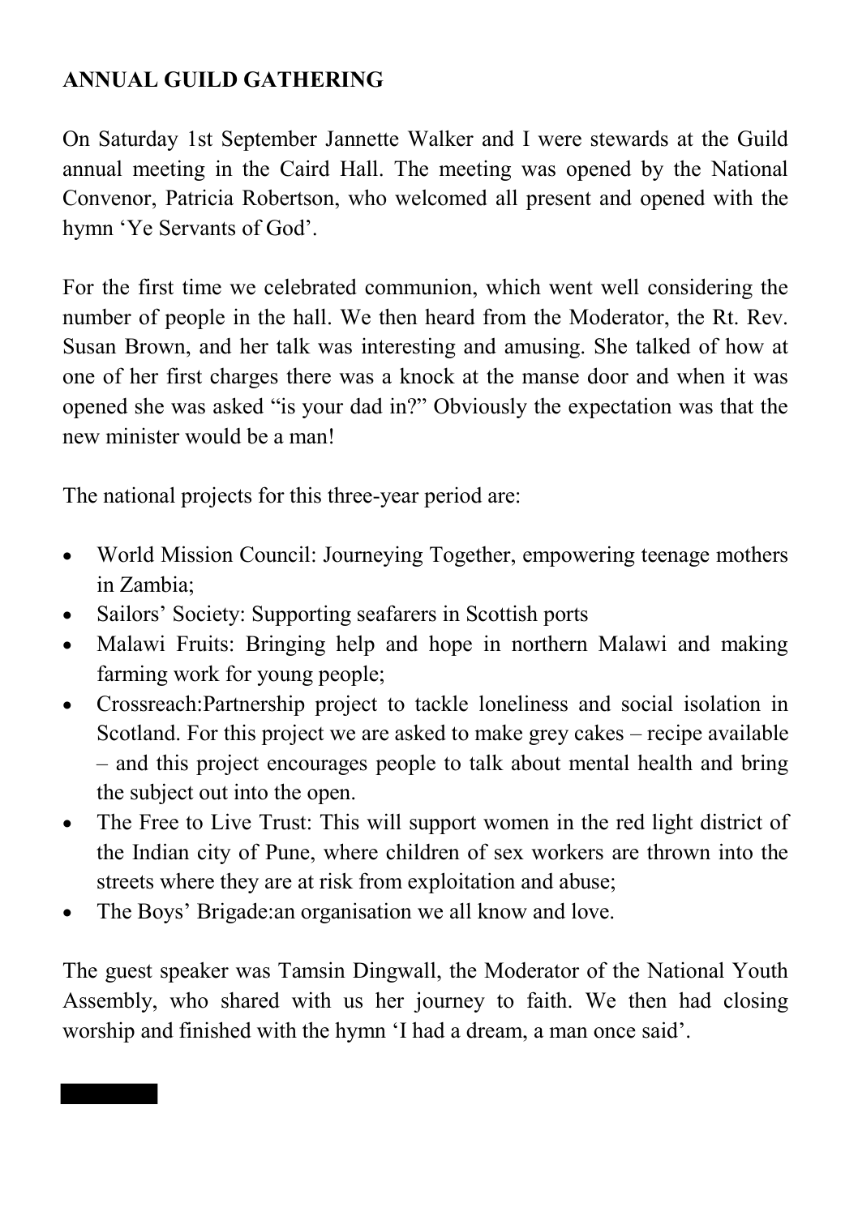**ANNUAL GUILD GATHERING**

On Saturday 1st September Jannette Walker and I were stewards at the Guild annual meeting in the Caird Hall. The meeting was opened by the National Convenor, Patricia Robertson, who welcomed all present and opened with the hymn 'Ye Servants of God'.

For the first time we celebrated communion, which went well considering the number of people in the hall. We then heard from the Moderator, the Rt. Rev. Susan Brown, and her talk was interesting and amusing. She talked of how at one of her first charges there was a knock at the manse door and when it was opened she was asked "is your dad in?" Obviously the expectation was that the new minister would be a man!

The national projects for this three-year period are:

- World Mission Council: Journeying Together, empowering teenage mothers in Zambia;
- Sailors' Society: Supporting seafarers in Scottish ports
- Malawi Fruits: Bringing help and hope in northern Malawi and making farming work for young people;
- Crossreach:Partnership project to tackle loneliness and social isolation in Scotland. For this project we are asked to make grey cakes – recipe available – and this project encourages people to talk about mental health and bring the subject out into the open.
- The Free to Live Trust: This will support women in the red light district of the Indian city of Pune, where children of sex workers are thrown into the streets where they are at risk from exploitation and abuse;
- The Boys' Brigade:an organisation we all know and love.

The guest speaker was Tamsin Dingwall, the Moderator of the National Youth Assembly, who shared with us her journey to faith. We then had closing worship and finished with the hymn 'I had a dream, a man once said'.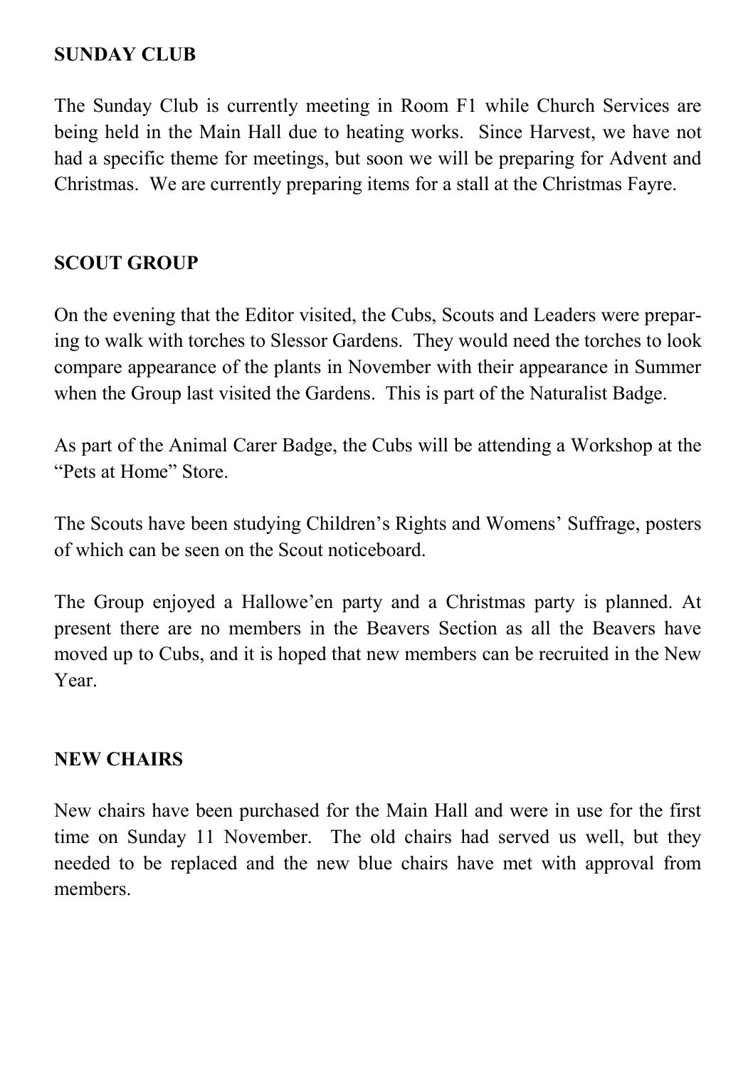## SUNDAY CLUB

The Sunday Club is currently meeting in Room F1 while Church Services are being held in the Main Hall due to heating works. Since Harvest, we have not had a specific theme for meetings, but soon we will be preparing for Advent and Christmas. We are currently preparing items for a stall at the Christmas Fayre.

## SCOUT GROUP

On the evening that the Editor visited, the Cubs, Scouts and Leaders were preparing to walk with torches to Slessor Gardens. They would need the torches to look compare appearance of the plants in November with their appearance in Summer when the Group last visited the Gardens. This is part of the Naturalist Badge.

As part of the Animal Carer Badge, the Cubs will be attending a Workshop at the "Pets at Home" Store.

The Scouts have been studying Children's Rights and Womens' Suffrage, posters of which can be seen on the Scout noticeboard.

The Group enjoyed a Hallowe'en party and a Christmas party is planned. At present there are no members in the Beavers Section as all the Beavers have moved up to Cubs, and it is hoped that new members can be recruited in the New Year.

## NEW CHAIRS

New chairs have been purchased for the Main Hall and were in use for the first time on Sunday 11 November. The old chairs had served us well, but they needed to be replaced and the new blue chairs have met with approval from members.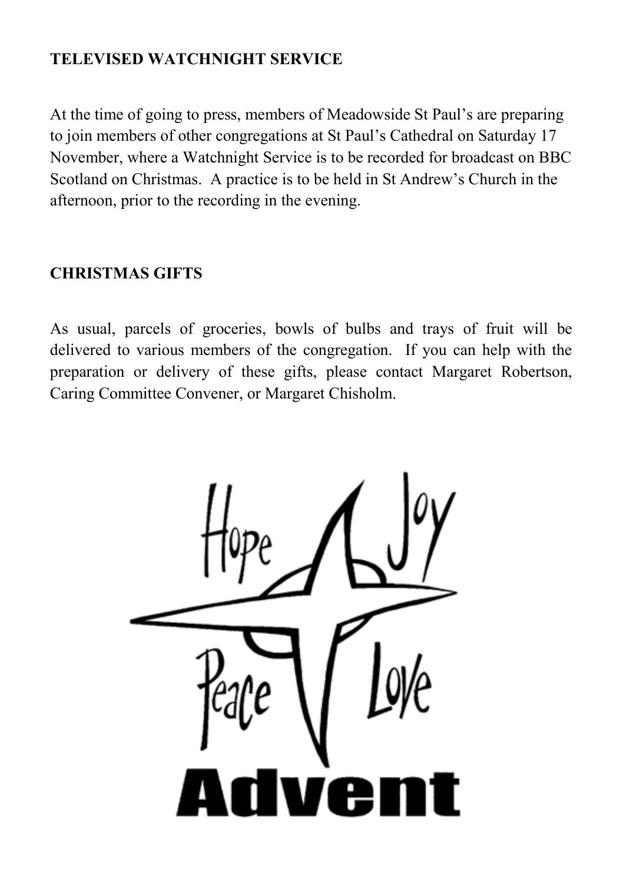## TELEVISED WATCHNIGHT SERVICE

At the time of going to press, members of Meadowside St Paul's are preparing to join members of other congregations at St Paul's Cathedral on Saturday 17 November, where a Watchnight Service is to be recorded for broadcast on BBC Scotland on Christmas. A practice is to be held in St Andrew's Church in the afternoon, prior to the recording in the evening.

## CHRISTMAS GIFTS

As usual, parcels of groceries, bowls of bulbs and trays of fruit will be delivered to various members of the congregation. If you can help with the preparation or delivery of these gifts, please contact Margaret Robertson, Caring Committee Convener, or Margaret Chisholm.

Hope Joy

Peace Love

Advent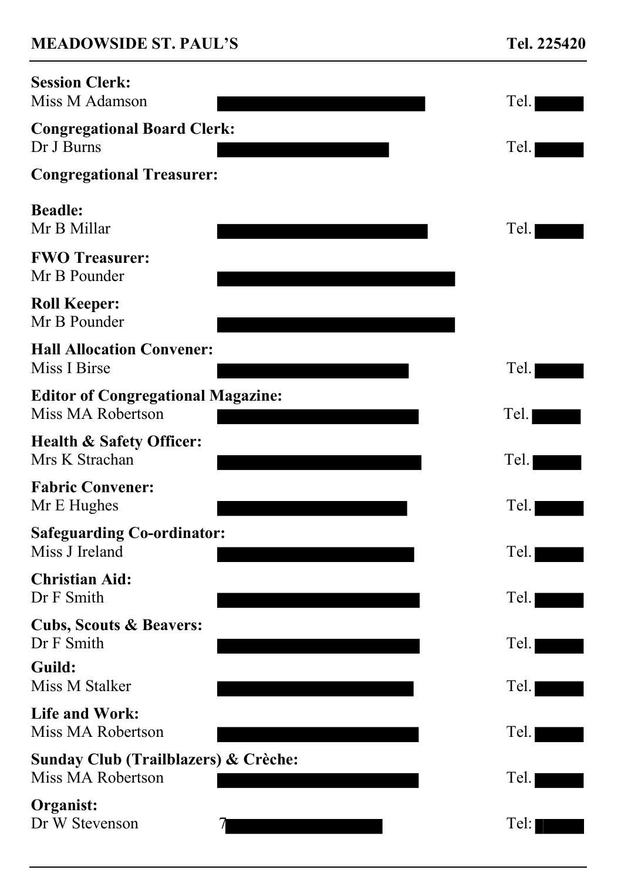**MEADOWSIDE ST. PAUL'S** **Tel. 225420**

**Session Clerk:**
Miss M Adamson Tel.

**Congregational Board Clerk:**
Dr J Burns Tel.

**Congregational Treasurer:**

**Beadle:**
Mr B Millar Tel.

**FWO Treasurer:**
Mr B Pounder

**Roll Keeper:**
Mr B Pounder

**Hall Allocation Convener:**
Miss I Birse Tel.

**Editor of Congregational Magazine:**
Miss MA Robertson Tel.

**Health & Safety Officer:**
Mrs K Strachan Tel.

**Fabric Convener:**
Mr E Hughes Tel.

**Safeguarding Co-ordinator:**
Miss J Ireland Tel.

**Christian Aid:**
Dr F Smith Tel.

**Cubs, Scouts & Beavers:**
Dr F Smith Tel.

**Guild:**
Miss M Stalker Tel.

**Life and Work:**
Miss MA Robertson Tel.

**Sunday Club (Trailblazers) & Crèche:**
Miss MA Robertson Tel.

**Organist:**
Dr W Stevenson 7 Tel: